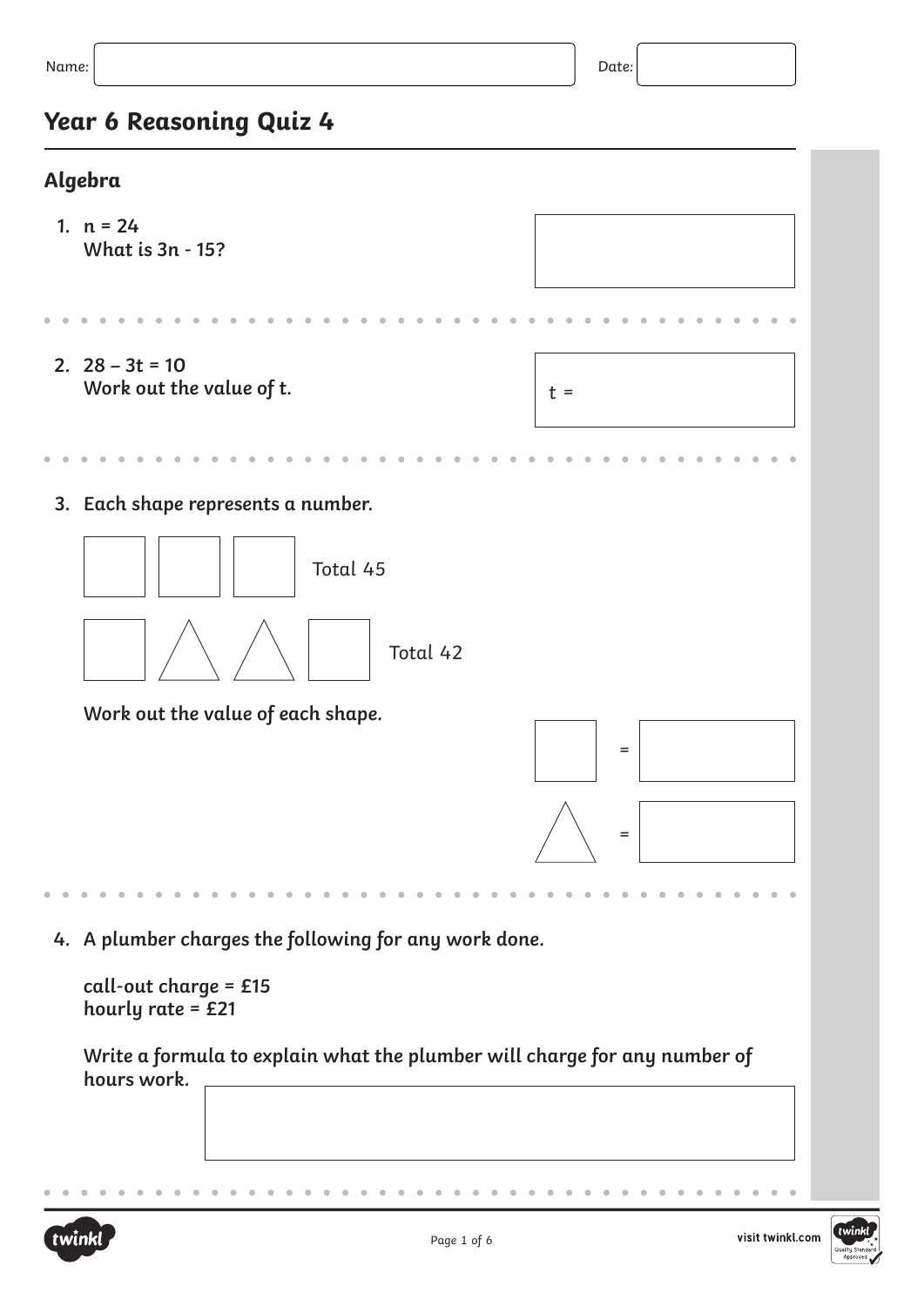Name: Date:

# Year 6 Reasoning Quiz 4

## Algebra

1. $n = 24$
   **What is $3n - 15$?**

2. $28 - 3t = 10$
   **Work out the value of $t$.**

   $t =$

3. **Each shape represents a number.**

   □ □ □ Total 45

   □ △ △ □ Total 42

   **Work out the value of each shape.**

   □ =

   △ =

4. **A plumber charges the following for any work done.**

   **call-out charge = £15**
   **hourly rate = £21**

   **Write a formula to explain what the plumber will charge for any number of hours work.**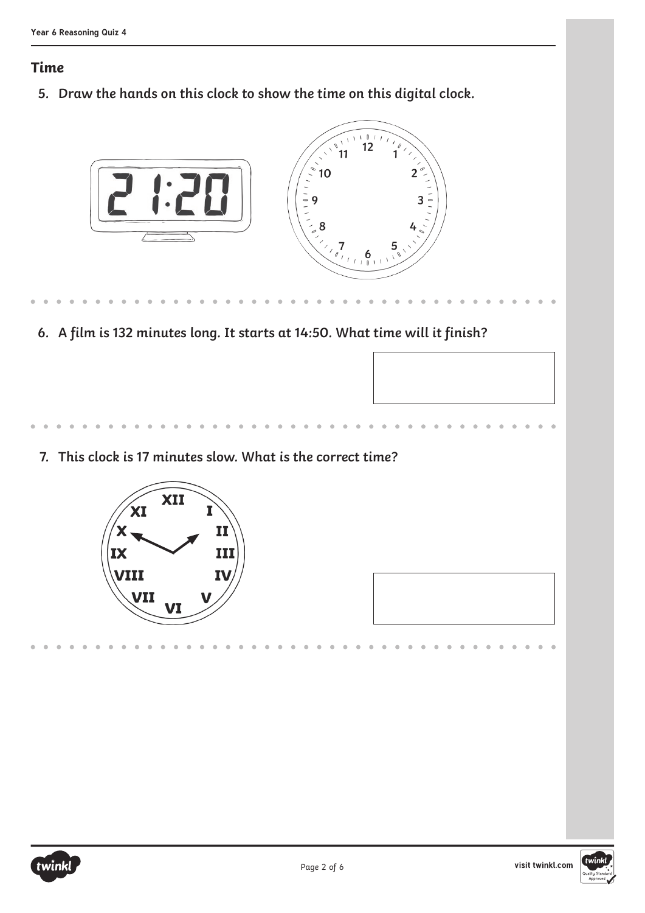## Time

5. Draw the hands on this clock to show the time on this digital clock.

21:20

6. A film is 132 minutes long. It starts at 14:50. What time will it finish?

7. This clock is 17 minutes slow. What is the correct time?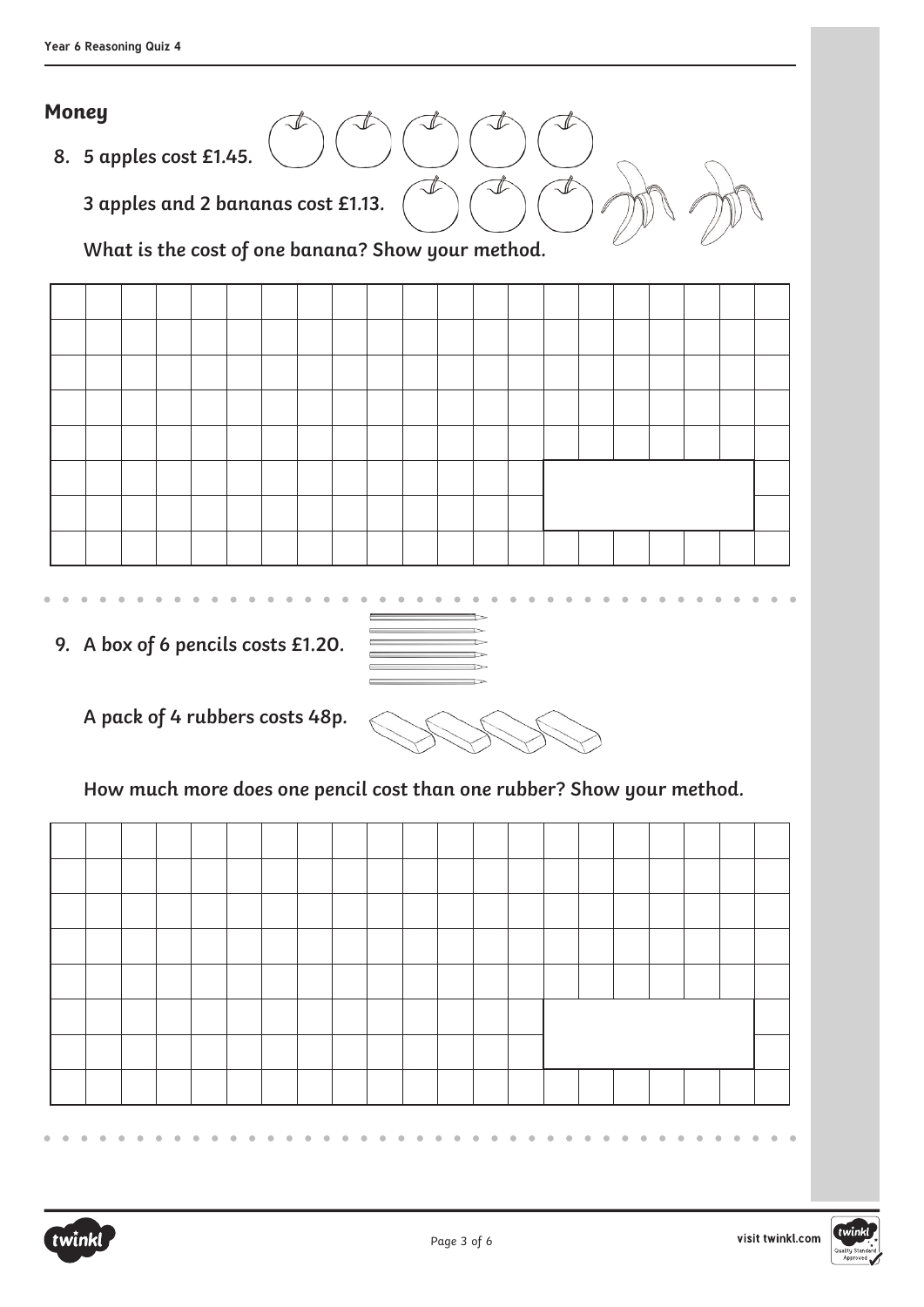## Money

8. 5 apples cost £1.45.

   3 apples and 2 bananas cost £1.13.

   What is the cost of one banana? Show your method.

9. A box of 6 pencils costs £1.20.

   A pack of 4 rubbers costs 48p.

   How much more does one pencil cost than one rubber? Show your method.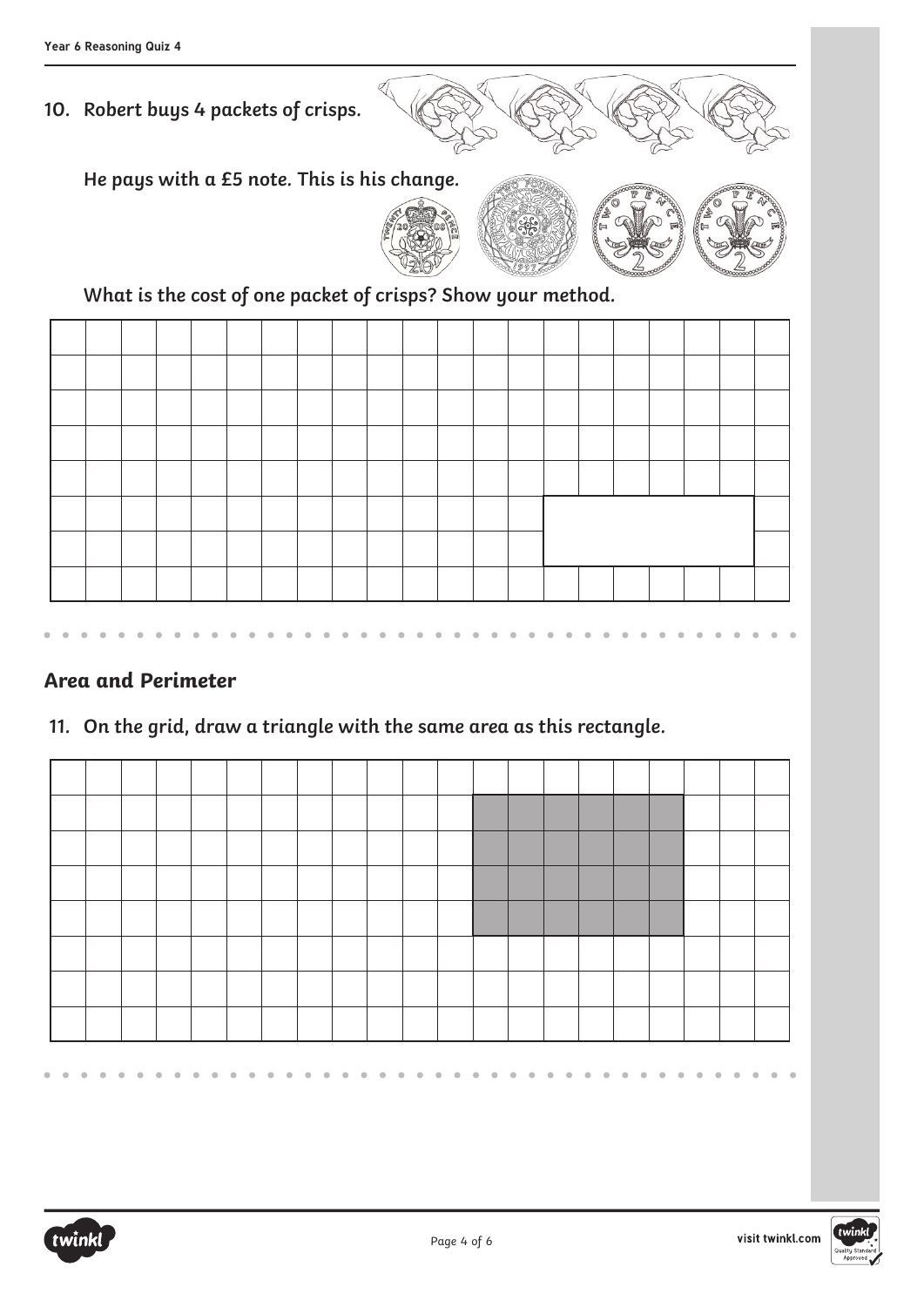10. **Robert buys 4 packets of crisps.**

**He pays with a £5 note. This is his change.**

**What is the cost of one packet of crisps? Show your method.**

## Area and Perimeter

11. **On the grid, draw a triangle with the same area as this rectangle.**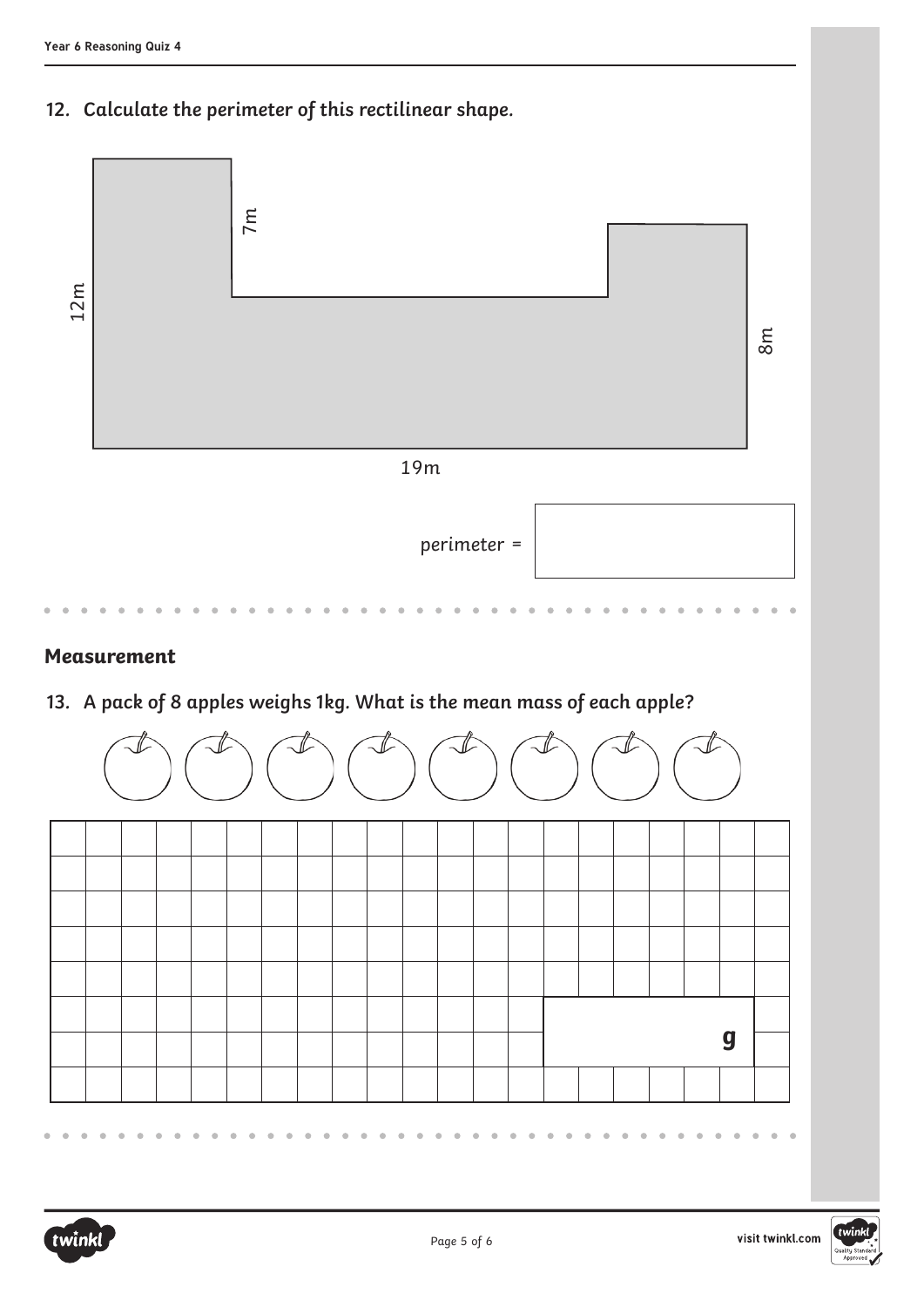12. *Calculate the perimeter of this rectilinear shape.*

7m

12m

8m

19m

perimeter = 

## Measurement

13. *A pack of 8 apples weighs 1kg. What is the mean mass of each apple?*

g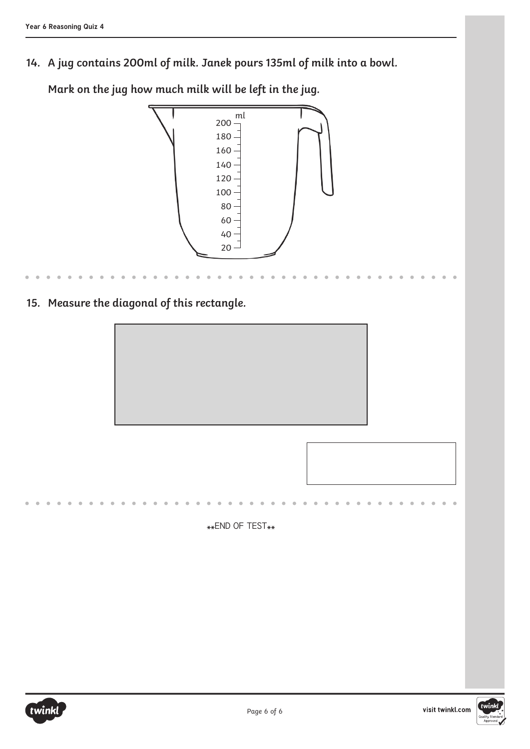**14. A jug contains 200ml of milk. Janek pours 135ml of milk into a bowl.**

**Mark on the jug how much milk will be left in the jug.**

ml
200
180
160
140
120
100
80
60
40
20

**15. Measure the diagonal of this rectangle.**

**END OF TEST**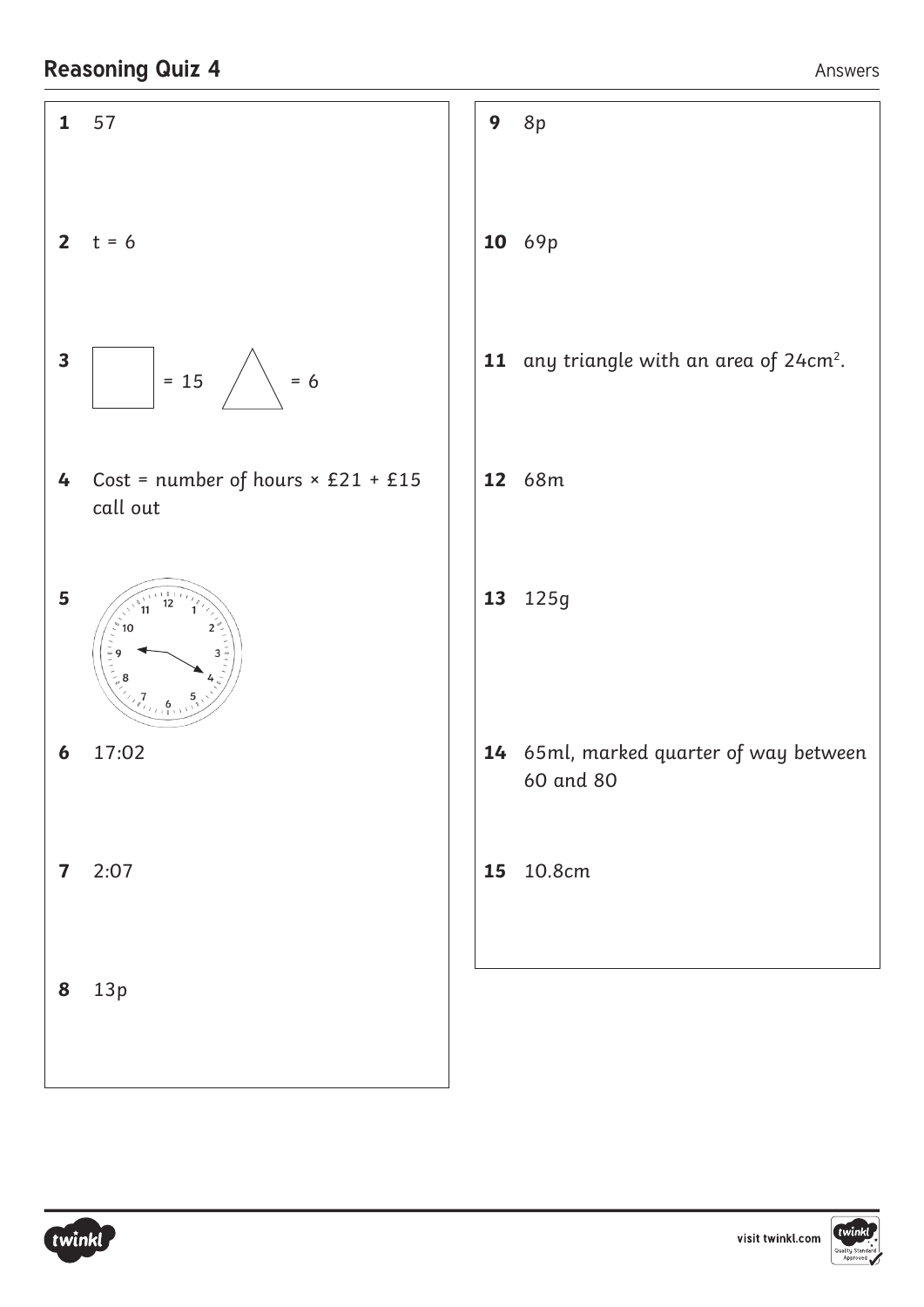# Reasoning Quiz 4

Answers

1 57

2 t = 6

3 [square] = 15 [triangle] = 6

4 Cost = number of hours × £21 + £15 call out

5

6 17:02

7 2:07

8 13p

9 8p

10 69p

11 any triangle with an area of $24cm^2$.

12 68m

13 125g

14 65ml, marked quarter of way between 60 and 80

15 10.8cm